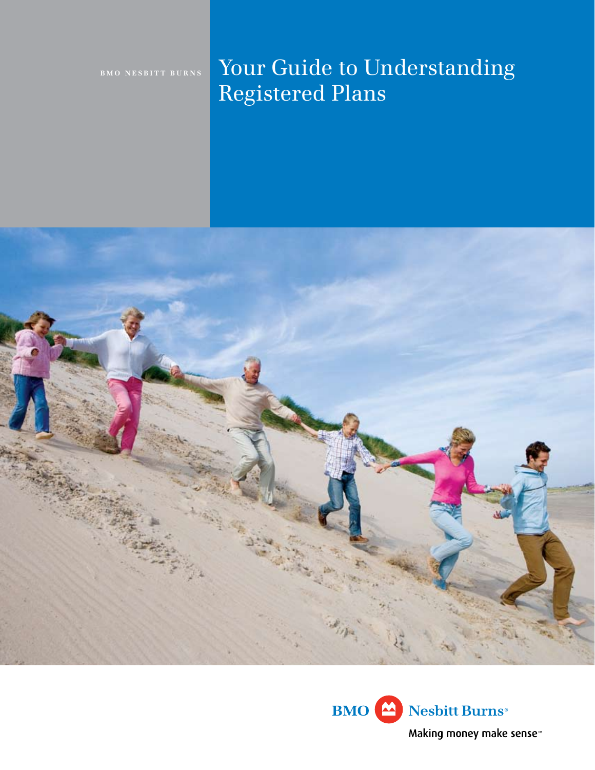BMO NESBITT BURNS

# Your Guide to Understanding Registered Plans

BMO Nesbitt Burns®

Making money make sense℠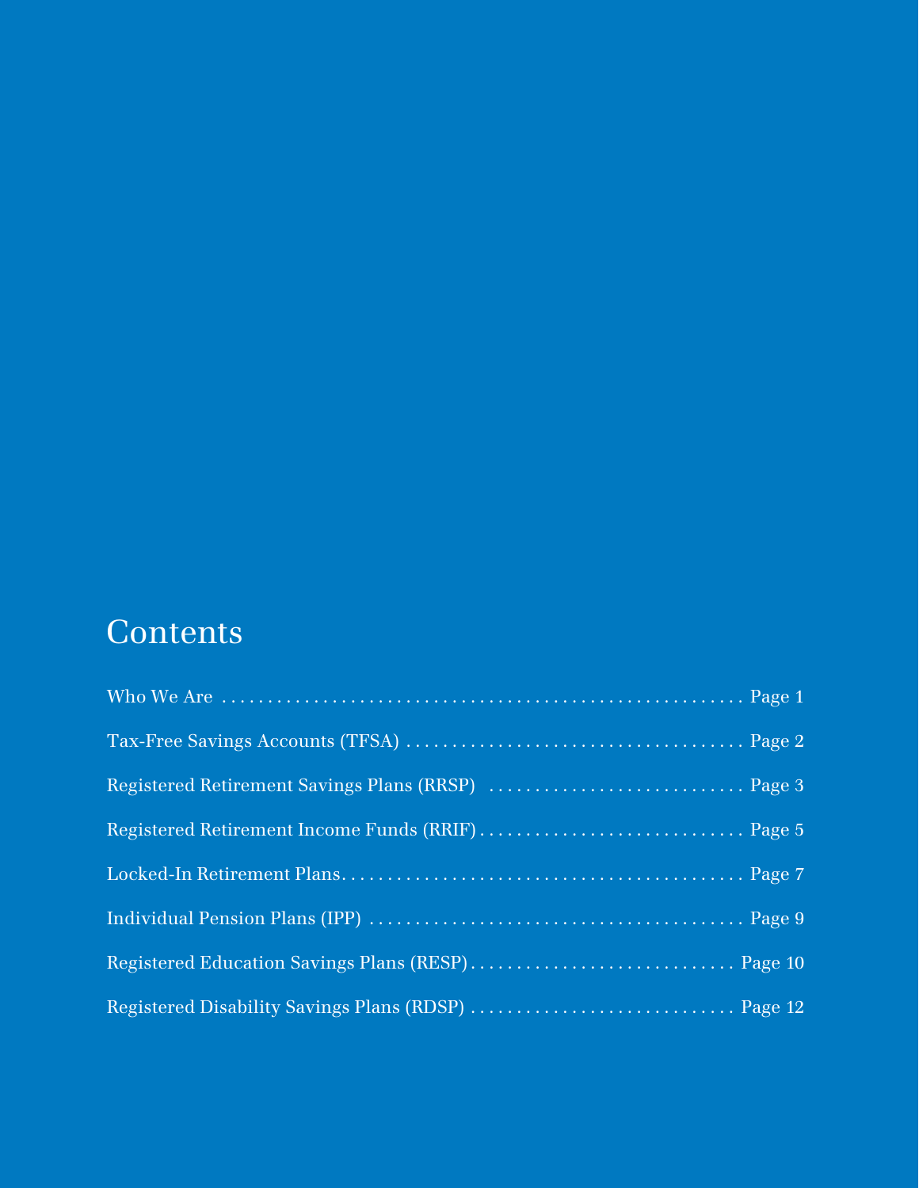# Contents

Who We Are ........................................................ Page 1

Tax-Free Savings Accounts (TFSA) ..................................... Page 2

Registered Retirement Savings Plans (RRSP) ............................ Page 3

Registered Retirement Income Funds (RRIF) ............................. Page 5

Locked-In Retirement Plans............................................ Page 7

Individual Pension Plans (IPP) ....................................... Page 9

Registered Education Savings Plans (RESP) ............................ Page 10

Registered Disability Savings Plans (RDSP) ........................... Page 12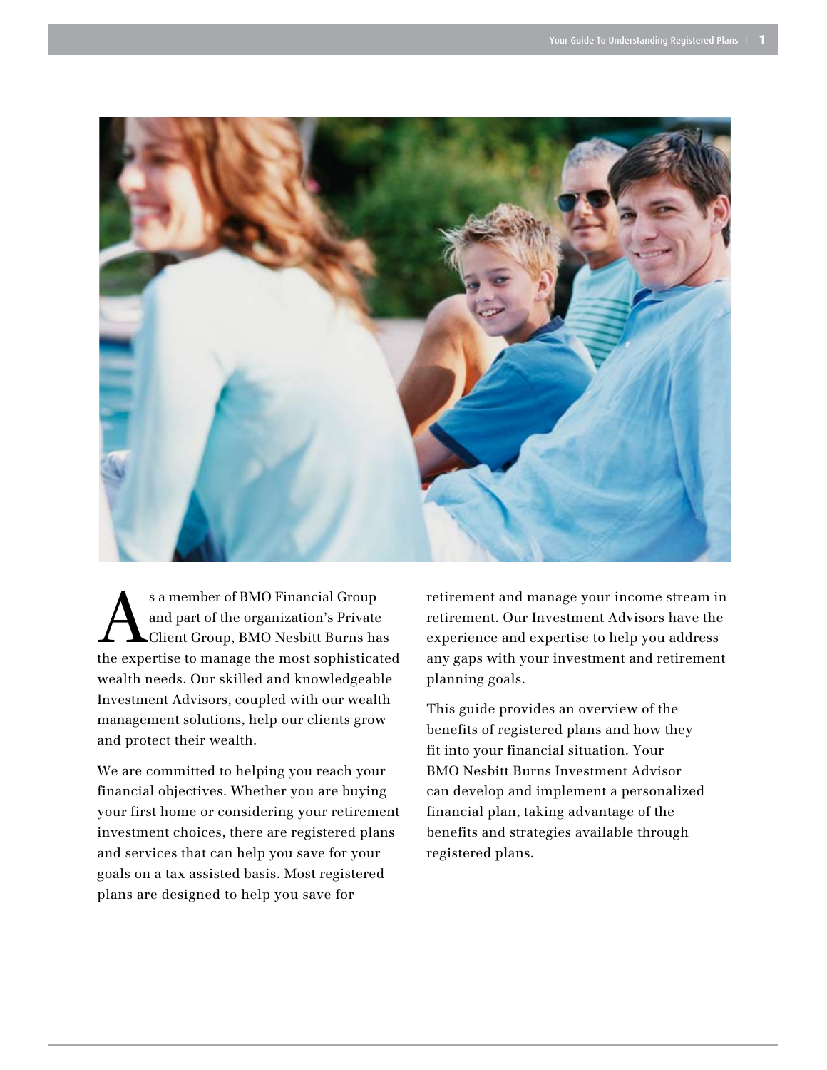As a member of BMO Financial Group and part of the organization's Private Client Group, BMO Nesbitt Burns has the expertise to manage the most sophisticated wealth needs. Our skilled and knowledgeable Investment Advisors, coupled with our wealth management solutions, help our clients grow and protect their wealth.

We are committed to helping you reach your financial objectives. Whether you are buying your first home or considering your retirement investment choices, there are registered plans and services that can help you save for your goals on a tax assisted basis. Most registered plans are designed to help you save for retirement and manage your income stream in retirement. Our Investment Advisors have the experience and expertise to help you address any gaps with your investment and retirement planning goals.

This guide provides an overview of the benefits of registered plans and how they fit into your financial situation. Your BMO Nesbitt Burns Investment Advisor can develop and implement a personalized financial plan, taking advantage of the benefits and strategies available through registered plans.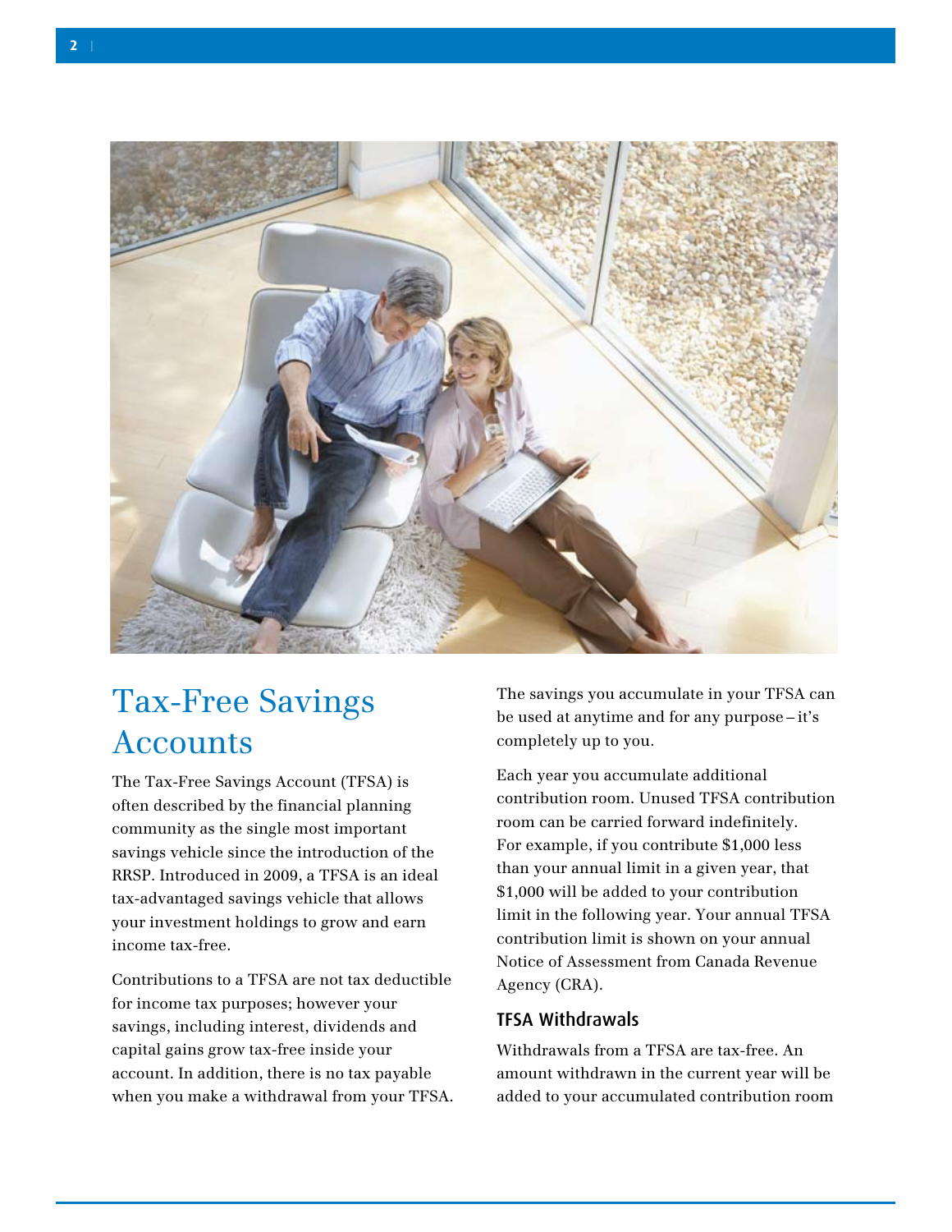# Tax-Free Savings Accounts

The Tax-Free Savings Account (TFSA) is often described by the financial planning community as the single most important savings vehicle since the introduction of the RRSP. Introduced in 2009, a TFSA is an ideal tax-advantaged savings vehicle that allows your investment holdings to grow and earn income tax-free.

Contributions to a TFSA are not tax deductible for income tax purposes; however your savings, including interest, dividends and capital gains grow tax-free inside your account. In addition, there is no tax payable when you make a withdrawal from your TFSA.

The savings you accumulate in your TFSA can be used at anytime and for any purpose – it's completely up to you.

Each year you accumulate additional contribution room. Unused TFSA contribution room can be carried forward indefinitely. For example, if you contribute $1,000 less than your annual limit in a given year, that $1,000 will be added to your contribution limit in the following year. Your annual TFSA contribution limit is shown on your annual Notice of Assessment from Canada Revenue Agency (CRA).

## TFSA Withdrawals

Withdrawals from a TFSA are tax-free. An amount withdrawn in the current year will be added to your accumulated contribution room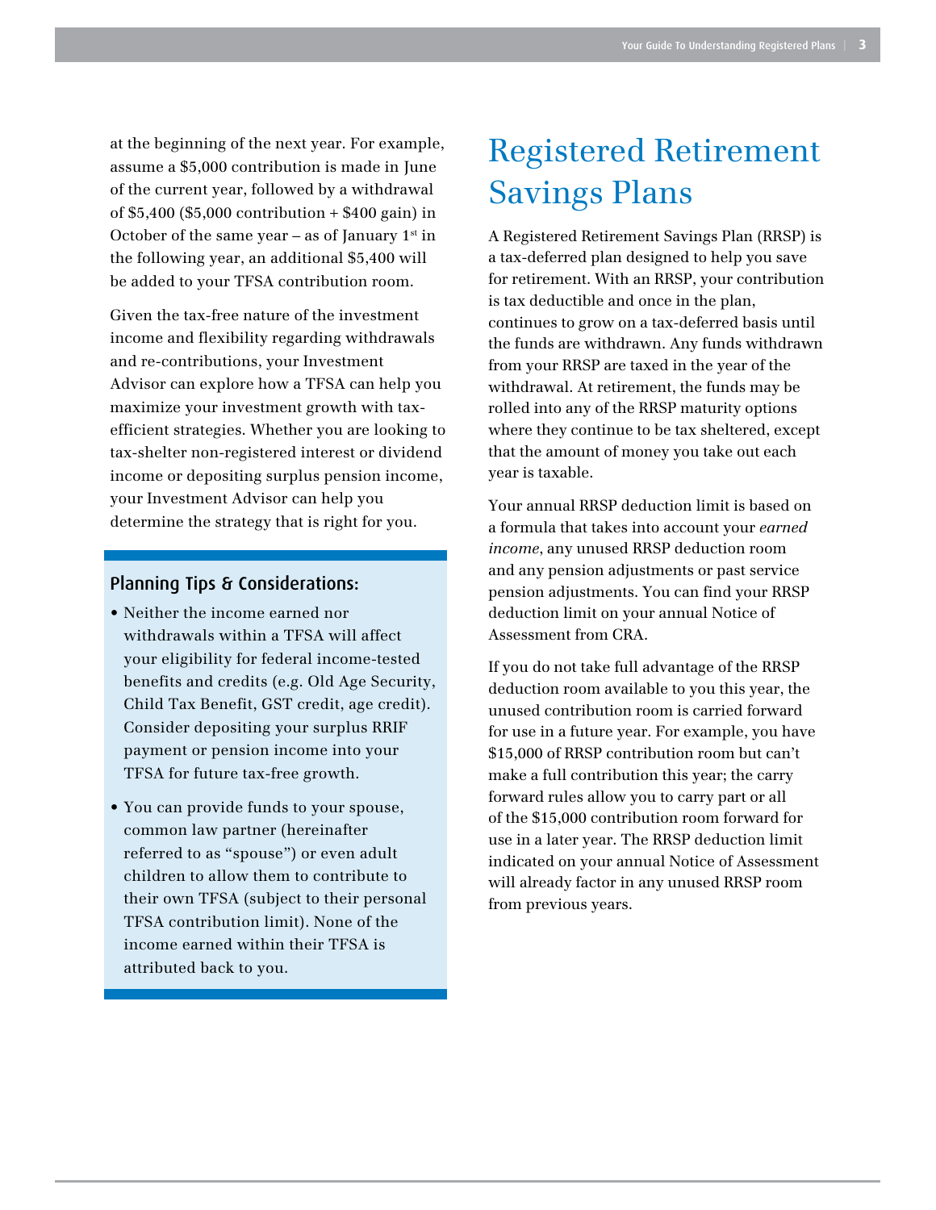at the beginning of the next year. For example, assume a $5,000 contribution is made in June of the current year, followed by a withdrawal of $5,400 ($5,000 contribution + $400 gain) in October of the same year – as of January 1st in the following year, an additional $5,400 will be added to your TFSA contribution room.

Given the tax-free nature of the investment income and flexibility regarding withdrawals and re-contributions, your Investment Advisor can explore how a TFSA can help you maximize your investment growth with tax-efficient strategies. Whether you are looking to tax-shelter non-registered interest or dividend income or depositing surplus pension income, your Investment Advisor can help you determine the strategy that is right for you.

### Planning Tips & Considerations:

- Neither the income earned nor withdrawals within a TFSA will affect your eligibility for federal income-tested benefits and credits (e.g. Old Age Security, Child Tax Benefit, GST credit, age credit). Consider depositing your surplus RRIF payment or pension income into your TFSA for future tax-free growth.
- You can provide funds to your spouse, common law partner (hereinafter referred to as "spouse") or even adult children to allow them to contribute to their own TFSA (subject to their personal TFSA contribution limit). None of the income earned within their TFSA is attributed back to you.

# Registered Retirement Savings Plans

A Registered Retirement Savings Plan (RRSP) is a tax-deferred plan designed to help you save for retirement. With an RRSP, your contribution is tax deductible and once in the plan, continues to grow on a tax-deferred basis until the funds are withdrawn. Any funds withdrawn from your RRSP are taxed in the year of the withdrawal. At retirement, the funds may be rolled into any of the RRSP maturity options where they continue to be tax sheltered, except that the amount of money you take out each year is taxable.

Your annual RRSP deduction limit is based on a formula that takes into account your *earned income*, any unused RRSP deduction room and any pension adjustments or past service pension adjustments. You can find your RRSP deduction limit on your annual Notice of Assessment from CRA.

If you do not take full advantage of the RRSP deduction room available to you this year, the unused contribution room is carried forward for use in a future year. For example, you have $15,000 of RRSP contribution room but can't make a full contribution this year; the carry forward rules allow you to carry part or all of the $15,000 contribution room forward for use in a later year. The RRSP deduction limit indicated on your annual Notice of Assessment will already factor in any unused RRSP room from previous years.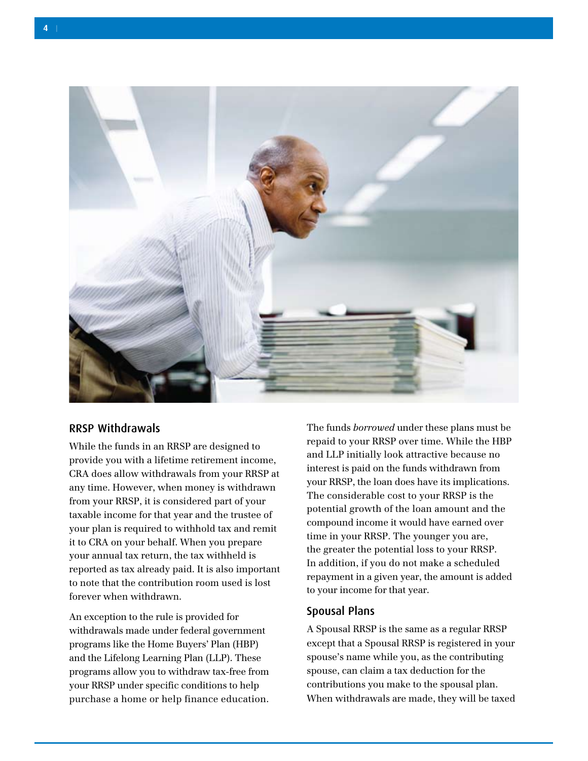## RRSP Withdrawals

While the funds in an RRSP are designed to provide you with a lifetime retirement income, CRA does allow withdrawals from your RRSP at any time. However, when money is withdrawn from your RRSP, it is considered part of your taxable income for that year and the trustee of your plan is required to withhold tax and remit it to CRA on your behalf. When you prepare your annual tax return, the tax withheld is reported as tax already paid. It is also important to note that the contribution room used is lost forever when withdrawn.

An exception to the rule is provided for withdrawals made under federal government programs like the Home Buyers' Plan (HBP) and the Lifelong Learning Plan (LLP). These programs allow you to withdraw tax-free from your RRSP under specific conditions to help purchase a home or help finance education. The funds *borrowed* under these plans must be repaid to your RRSP over time. While the HBP and LLP initially look attractive because no interest is paid on the funds withdrawn from your RRSP, the loan does have its implications. The considerable cost to your RRSP is the potential growth of the loan amount and the compound income it would have earned over time in your RRSP. The younger you are, the greater the potential loss to your RRSP. In addition, if you do not make a scheduled repayment in a given year, the amount is added to your income for that year.

## Spousal Plans

A Spousal RRSP is the same as a regular RRSP except that a Spousal RRSP is registered in your spouse's name while you, as the contributing spouse, can claim a tax deduction for the contributions you make to the spousal plan. When withdrawals are made, they will be taxed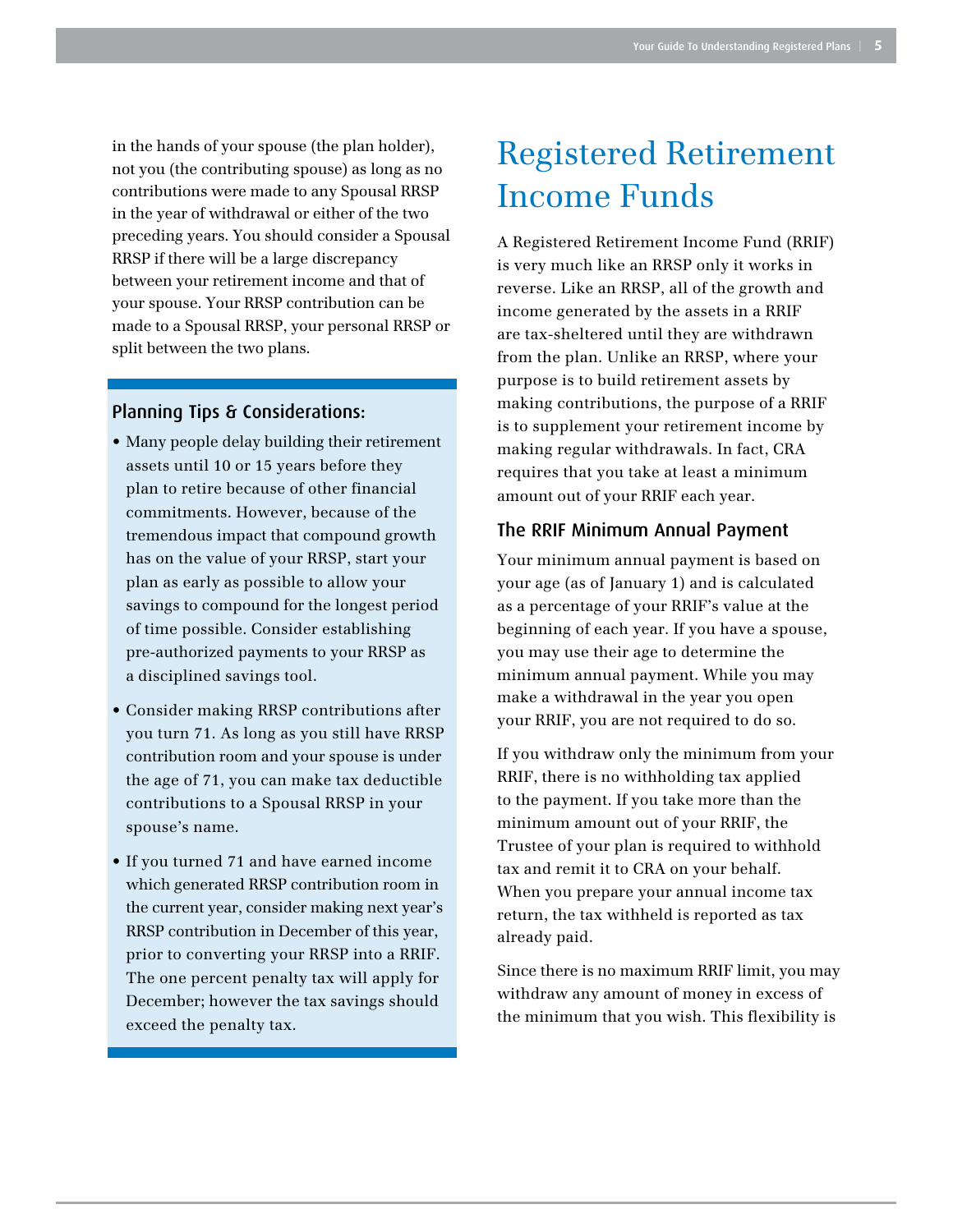in the hands of your spouse (the plan holder), not you (the contributing spouse) as long as no contributions were made to any Spousal RRSP in the year of withdrawal or either of the two preceding years. You should consider a Spousal RRSP if there will be a large discrepancy between your retirement income and that of your spouse. Your RRSP contribution can be made to a Spousal RRSP, your personal RRSP or split between the two plans.

### Planning Tips & Considerations:

- Many people delay building their retirement assets until 10 or 15 years before they plan to retire because of other financial commitments. However, because of the tremendous impact that compound growth has on the value of your RRSP, start your plan as early as possible to allow your savings to compound for the longest period of time possible. Consider establishing pre-authorized payments to your RRSP as a disciplined savings tool.
- Consider making RRSP contributions after you turn 71. As long as you still have RRSP contribution room and your spouse is under the age of 71, you can make tax deductible contributions to a Spousal RRSP in your spouse's name.
- If you turned 71 and have earned income which generated RRSP contribution room in the current year, consider making next year's RRSP contribution in December of this year, prior to converting your RRSP into a RRIF. The one percent penalty tax will apply for December; however the tax savings should exceed the penalty tax.

# Registered Retirement Income Funds

A Registered Retirement Income Fund (RRIF) is very much like an RRSP only it works in reverse. Like an RRSP, all of the growth and income generated by the assets in a RRIF are tax-sheltered until they are withdrawn from the plan. Unlike an RRSP, where your purpose is to build retirement assets by making contributions, the purpose of a RRIF is to supplement your retirement income by making regular withdrawals. In fact, CRA requires that you take at least a minimum amount out of your RRIF each year.

### The RRIF Minimum Annual Payment

Your minimum annual payment is based on your age (as of January 1) and is calculated as a percentage of your RRIF's value at the beginning of each year. If you have a spouse, you may use their age to determine the minimum annual payment. While you may make a withdrawal in the year you open your RRIF, you are not required to do so.

If you withdraw only the minimum from your RRIF, there is no withholding tax applied to the payment. If you take more than the minimum amount out of your RRIF, the Trustee of your plan is required to withhold tax and remit it to CRA on your behalf. When you prepare your annual income tax return, the tax withheld is reported as tax already paid.

Since there is no maximum RRIF limit, you may withdraw any amount of money in excess of the minimum that you wish. This flexibility is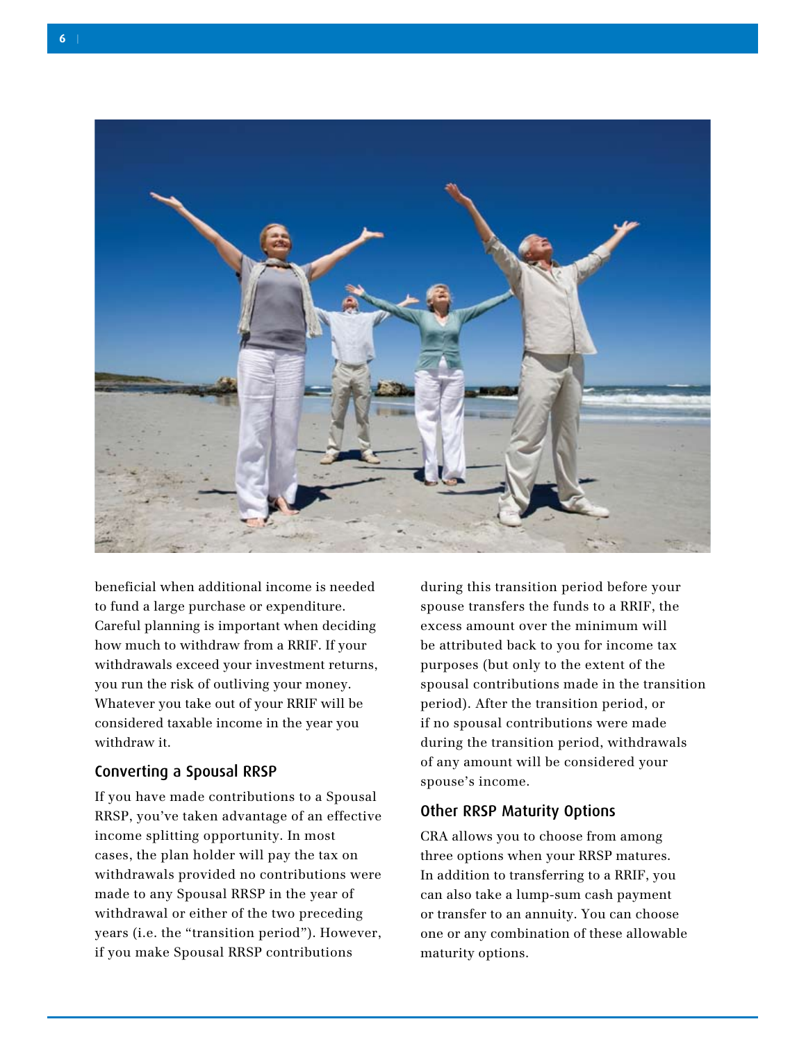beneficial when additional income is needed to fund a large purchase or expenditure. Careful planning is important when deciding how much to withdraw from a RRIF. If your withdrawals exceed your investment returns, you run the risk of outliving your money. Whatever you take out of your RRIF will be considered taxable income in the year you withdraw it.

### Converting a Spousal RRSP

If you have made contributions to a Spousal RRSP, you've taken advantage of an effective income splitting opportunity. In most cases, the plan holder will pay the tax on withdrawals provided no contributions were made to any Spousal RRSP in the year of withdrawal or either of the two preceding years (i.e. the "transition period"). However, if you make Spousal RRSP contributions during this transition period before your spouse transfers the funds to a RRIF, the excess amount over the minimum will be attributed back to you for income tax purposes (but only to the extent of the spousal contributions made in the transition period). After the transition period, or if no spousal contributions were made during the transition period, withdrawals of any amount will be considered your spouse's income.

### Other RRSP Maturity Options

CRA allows you to choose from among three options when your RRSP matures. In addition to transferring to a RRIF, you can also take a lump-sum cash payment or transfer to an annuity. You can choose one or any combination of these allowable maturity options.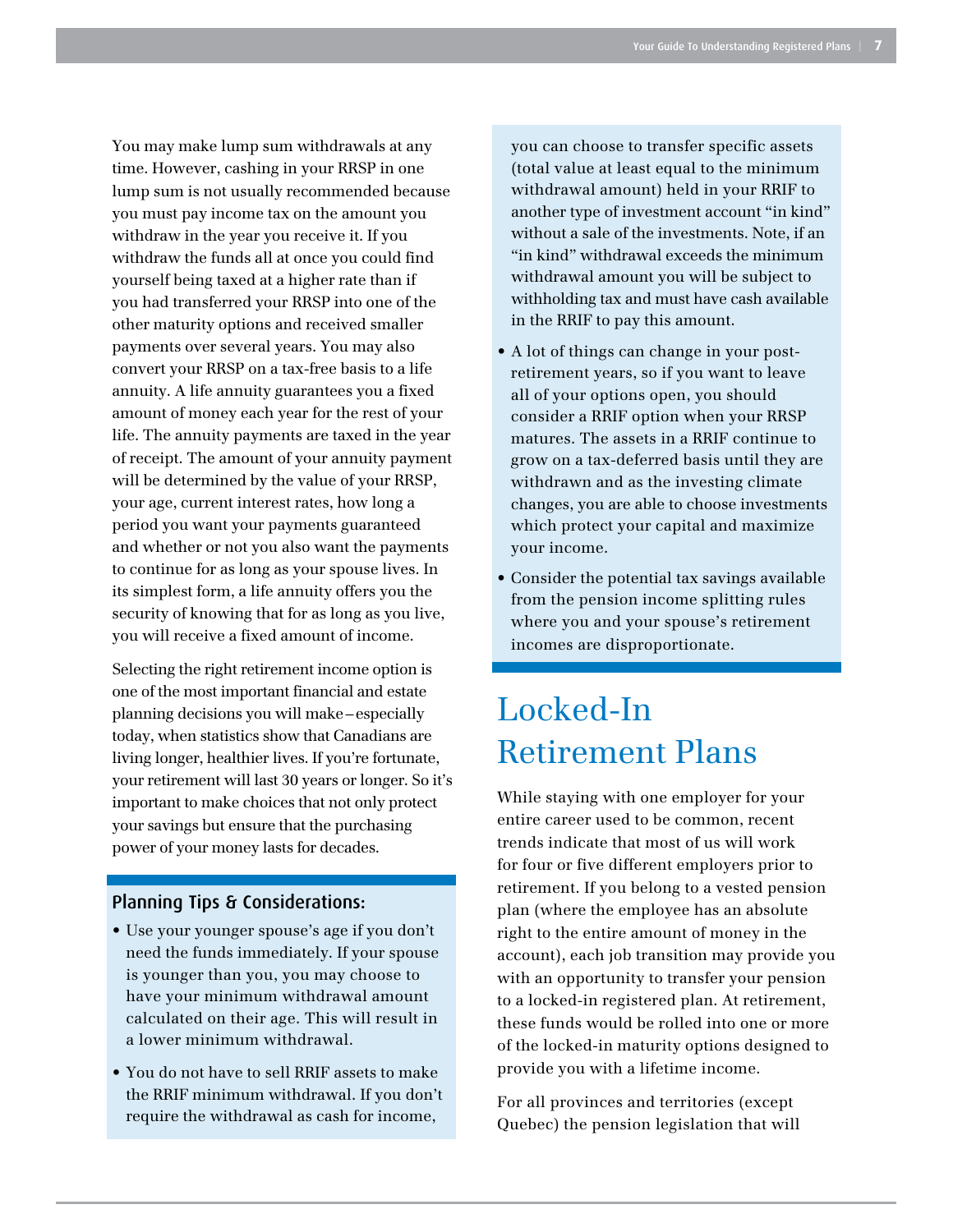You may make lump sum withdrawals at any time. However, cashing in your RRSP in one lump sum is not usually recommended because you must pay income tax on the amount you withdraw in the year you receive it. If you withdraw the funds all at once you could find yourself being taxed at a higher rate than if you had transferred your RRSP into one of the other maturity options and received smaller payments over several years. You may also convert your RRSP on a tax-free basis to a life annuity. A life annuity guarantees you a fixed amount of money each year for the rest of your life. The annuity payments are taxed in the year of receipt. The amount of your annuity payment will be determined by the value of your RRSP, your age, current interest rates, how long a period you want your payments guaranteed and whether or not you also want the payments to continue for as long as your spouse lives. In its simplest form, a life annuity offers you the security of knowing that for as long as you live, you will receive a fixed amount of income.

Selecting the right retirement income option is one of the most important financial and estate planning decisions you will make – especially today, when statistics show that Canadians are living longer, healthier lives. If you're fortunate, your retirement will last 30 years or longer. So it's important to make choices that not only protect your savings but ensure that the purchasing power of your money lasts for decades.

### Planning Tips & Considerations:

- Use your younger spouse's age if you don't need the funds immediately. If your spouse is younger than you, you may choose to have your minimum withdrawal amount calculated on their age. This will result in a lower minimum withdrawal.
- You do not have to sell RRIF assets to make the RRIF minimum withdrawal. If you don't require the withdrawal as cash for income, you can choose to transfer specific assets (total value at least equal to the minimum withdrawal amount) held in your RRIF to another type of investment account "in kind" without a sale of the investments. Note, if an "in kind" withdrawal exceeds the minimum withdrawal amount you will be subject to withholding tax and must have cash available in the RRIF to pay this amount.
- A lot of things can change in your post-retirement years, so if you want to leave all of your options open, you should consider a RRIF option when your RRSP matures. The assets in a RRIF continue to grow on a tax-deferred basis until they are withdrawn and as the investing climate changes, you are able to choose investments which protect your capital and maximize your income.
- Consider the potential tax savings available from the pension income splitting rules where you and your spouse's retirement incomes are disproportionate.

## Locked-In Retirement Plans

While staying with one employer for your entire career used to be common, recent trends indicate that most of us will work for four or five different employers prior to retirement. If you belong to a vested pension plan (where the employee has an absolute right to the entire amount of money in the account), each job transition may provide you with an opportunity to transfer your pension to a locked-in registered plan. At retirement, these funds would be rolled into one or more of the locked-in maturity options designed to provide you with a lifetime income.

For all provinces and territories (except Quebec) the pension legislation that will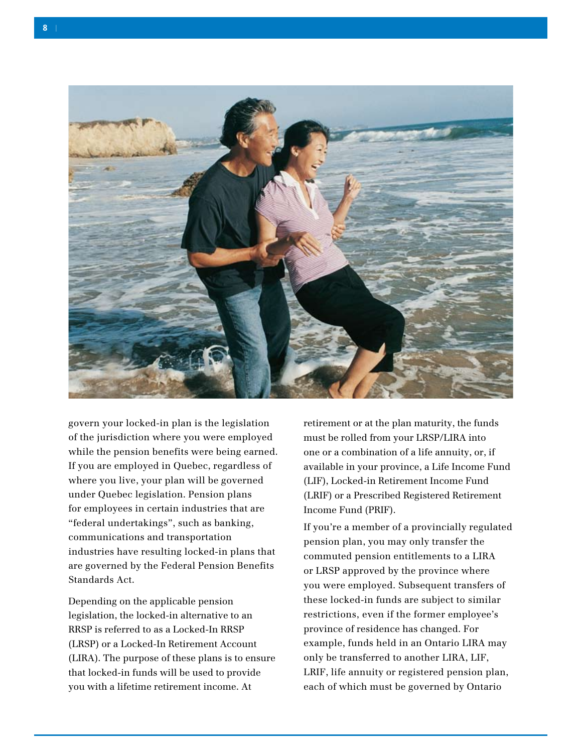govern your locked-in plan is the legislation of the jurisdiction where you were employed while the pension benefits were being earned. If you are employed in Quebec, regardless of where you live, your plan will be governed under Quebec legislation. Pension plans for employees in certain industries that are "federal undertakings", such as banking, communications and transportation industries have resulting locked-in plans that are governed by the Federal Pension Benefits Standards Act.

Depending on the applicable pension legislation, the locked-in alternative to an RRSP is referred to as a Locked-In RRSP (LRSP) or a Locked-In Retirement Account (LIRA). The purpose of these plans is to ensure that locked-in funds will be used to provide you with a lifetime retirement income. At retirement or at the plan maturity, the funds must be rolled from your LRSP/LIRA into one or a combination of a life annuity, or, if available in your province, a Life Income Fund (LIF), Locked-in Retirement Income Fund (LRIF) or a Prescribed Registered Retirement Income Fund (PRIF).

If you're a member of a provincially regulated pension plan, you may only transfer the commuted pension entitlements to a LIRA or LRSP approved by the province where you were employed. Subsequent transfers of these locked-in funds are subject to similar restrictions, even if the former employee's province of residence has changed. For example, funds held in an Ontario LIRA may only be transferred to another LIRA, LIF, LRIF, life annuity or registered pension plan, each of which must be governed by Ontario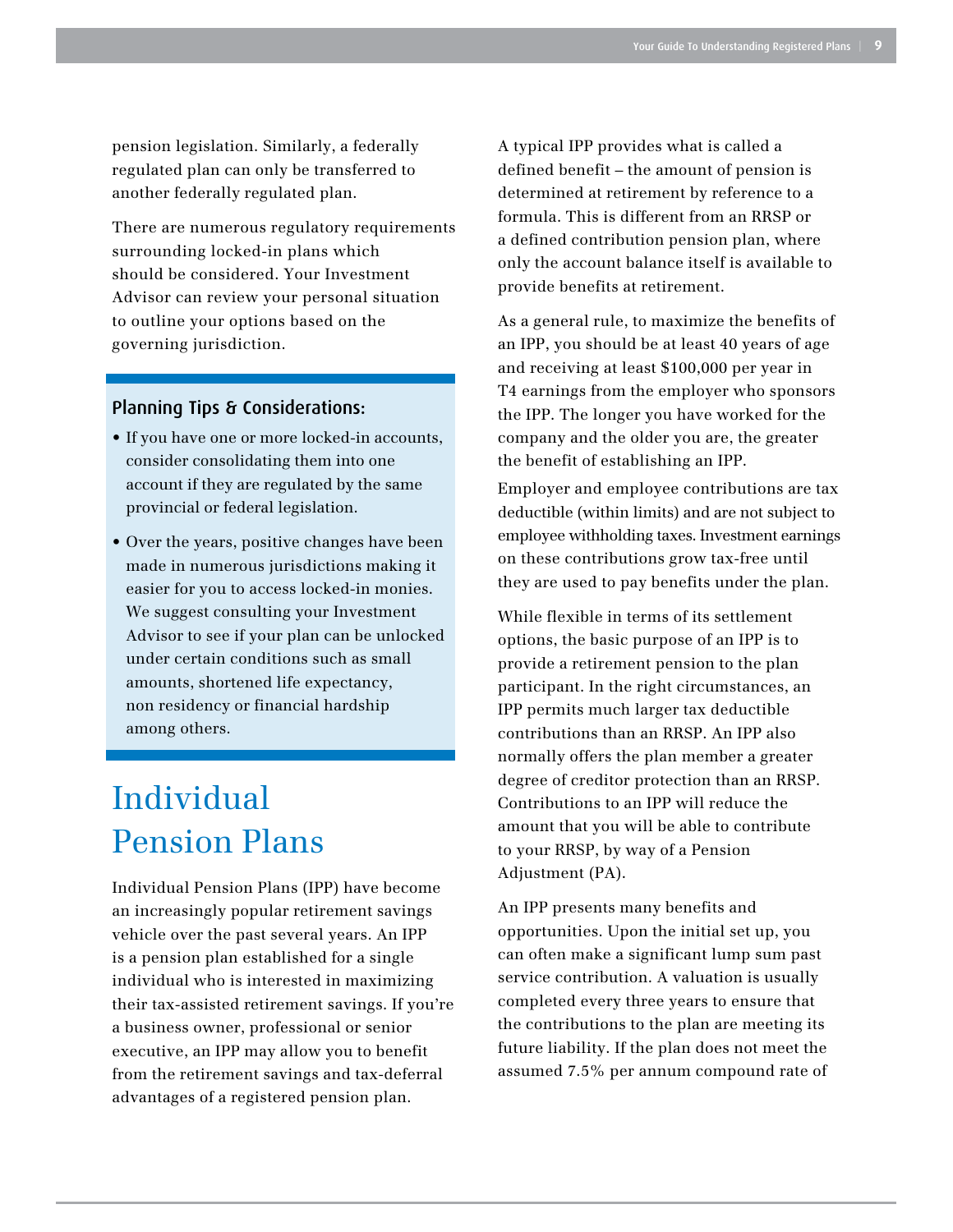pension legislation. Similarly, a federally regulated plan can only be transferred to another federally regulated plan.

There are numerous regulatory requirements surrounding locked-in plans which should be considered. Your Investment Advisor can review your personal situation to outline your options based on the governing jurisdiction.

### Planning Tips & Considerations:

- If you have one or more locked-in accounts, consider consolidating them into one account if they are regulated by the same provincial or federal legislation.
- Over the years, positive changes have been made in numerous jurisdictions making it easier for you to access locked-in monies. We suggest consulting your Investment Advisor to see if your plan can be unlocked under certain conditions such as small amounts, shortened life expectancy, non residency or financial hardship among others.

# Individual Pension Plans

Individual Pension Plans (IPP) have become an increasingly popular retirement savings vehicle over the past several years. An IPP is a pension plan established for a single individual who is interested in maximizing their tax-assisted retirement savings. If you're a business owner, professional or senior executive, an IPP may allow you to benefit from the retirement savings and tax-deferral advantages of a registered pension plan.

A typical IPP provides what is called a defined benefit – the amount of pension is determined at retirement by reference to a formula. This is different from an RRSP or a defined contribution pension plan, where only the account balance itself is available to provide benefits at retirement.

As a general rule, to maximize the benefits of an IPP, you should be at least 40 years of age and receiving at least $100,000 per year in T4 earnings from the employer who sponsors the IPP. The longer you have worked for the company and the older you are, the greater the benefit of establishing an IPP.

Employer and employee contributions are tax deductible (within limits) and are not subject to employee withholding taxes. Investment earnings on these contributions grow tax-free until they are used to pay benefits under the plan.

While flexible in terms of its settlement options, the basic purpose of an IPP is to provide a retirement pension to the plan participant. In the right circumstances, an IPP permits much larger tax deductible contributions than an RRSP. An IPP also normally offers the plan member a greater degree of creditor protection than an RRSP. Contributions to an IPP will reduce the amount that you will be able to contribute to your RRSP, by way of a Pension Adjustment (PA).

An IPP presents many benefits and opportunities. Upon the initial set up, you can often make a significant lump sum past service contribution. A valuation is usually completed every three years to ensure that the contributions to the plan are meeting its future liability. If the plan does not meet the assumed 7.5% per annum compound rate of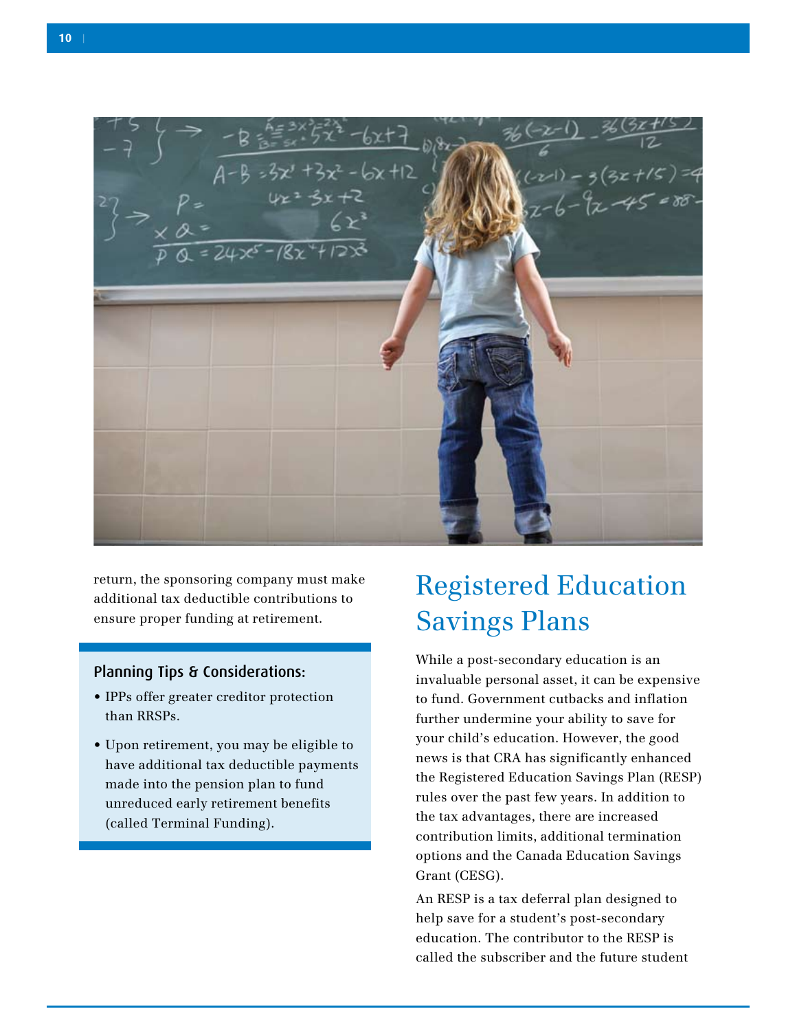return, the sponsoring company must make additional tax deductible contributions to ensure proper funding at retirement.

### Planning Tips & Considerations:

- IPPs offer greater creditor protection than RRSPs.
- Upon retirement, you may be eligible to have additional tax deductible payments made into the pension plan to fund unreduced early retirement benefits (called Terminal Funding).

## Registered Education Savings Plans

While a post-secondary education is an invaluable personal asset, it can be expensive to fund. Government cutbacks and inflation further undermine your ability to save for your child's education. However, the good news is that CRA has significantly enhanced the Registered Education Savings Plan (RESP) rules over the past few years. In addition to the tax advantages, there are increased contribution limits, additional termination options and the Canada Education Savings Grant (CESG).

An RESP is a tax deferral plan designed to help save for a student's post-secondary education. The contributor to the RESP is called the subscriber and the future student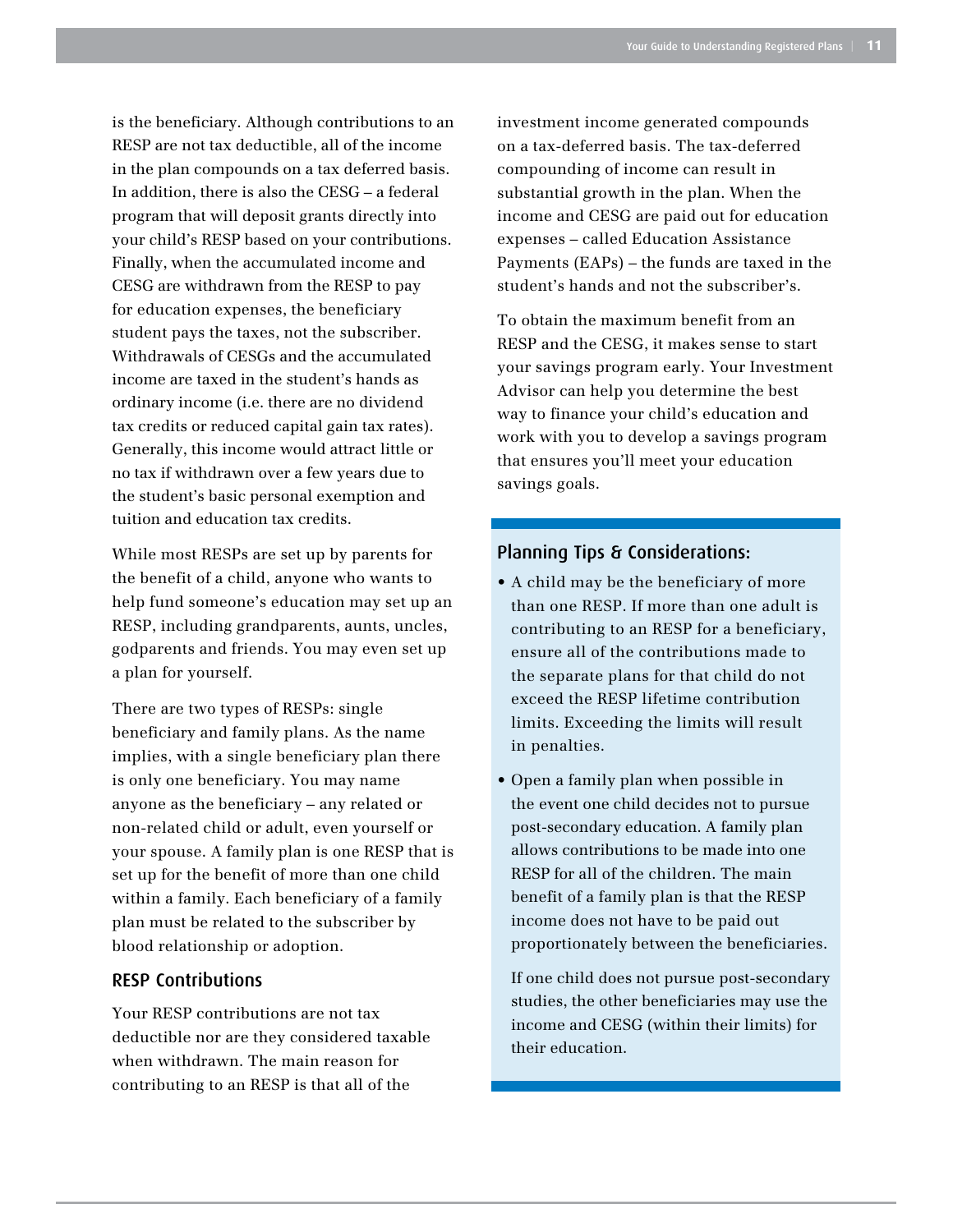is the beneficiary. Although contributions to an RESP are not tax deductible, all of the income in the plan compounds on a tax deferred basis. In addition, there is also the CESG – a federal program that will deposit grants directly into your child's RESP based on your contributions. Finally, when the accumulated income and CESG are withdrawn from the RESP to pay for education expenses, the beneficiary student pays the taxes, not the subscriber. Withdrawals of CESGs and the accumulated income are taxed in the student's hands as ordinary income (i.e. there are no dividend tax credits or reduced capital gain tax rates). Generally, this income would attract little or no tax if withdrawn over a few years due to the student's basic personal exemption and tuition and education tax credits.

While most RESPs are set up by parents for the benefit of a child, anyone who wants to help fund someone's education may set up an RESP, including grandparents, aunts, uncles, godparents and friends. You may even set up a plan for yourself.

There are two types of RESPs: single beneficiary and family plans. As the name implies, with a single beneficiary plan there is only one beneficiary. You may name anyone as the beneficiary – any related or non-related child or adult, even yourself or your spouse. A family plan is one RESP that is set up for the benefit of more than one child within a family. Each beneficiary of a family plan must be related to the subscriber by blood relationship or adoption.

### RESP Contributions

Your RESP contributions are not tax deductible nor are they considered taxable when withdrawn. The main reason for contributing to an RESP is that all of the investment income generated compounds on a tax-deferred basis. The tax-deferred compounding of income can result in substantial growth in the plan. When the income and CESG are paid out for education expenses – called Education Assistance Payments (EAPs) – the funds are taxed in the student's hands and not the subscriber's.

To obtain the maximum benefit from an RESP and the CESG, it makes sense to start your savings program early. Your Investment Advisor can help you determine the best way to finance your child's education and work with you to develop a savings program that ensures you'll meet your education savings goals.

### Planning Tips & Considerations:

- A child may be the beneficiary of more than one RESP. If more than one adult is contributing to an RESP for a beneficiary, ensure all of the contributions made to the separate plans for that child do not exceed the RESP lifetime contribution limits. Exceeding the limits will result in penalties.
- Open a family plan when possible in the event one child decides not to pursue post-secondary education. A family plan allows contributions to be made into one RESP for all of the children. The main benefit of a family plan is that the RESP income does not have to be paid out proportionately between the beneficiaries.

  If one child does not pursue post-secondary studies, the other beneficiaries may use the income and CESG (within their limits) for their education.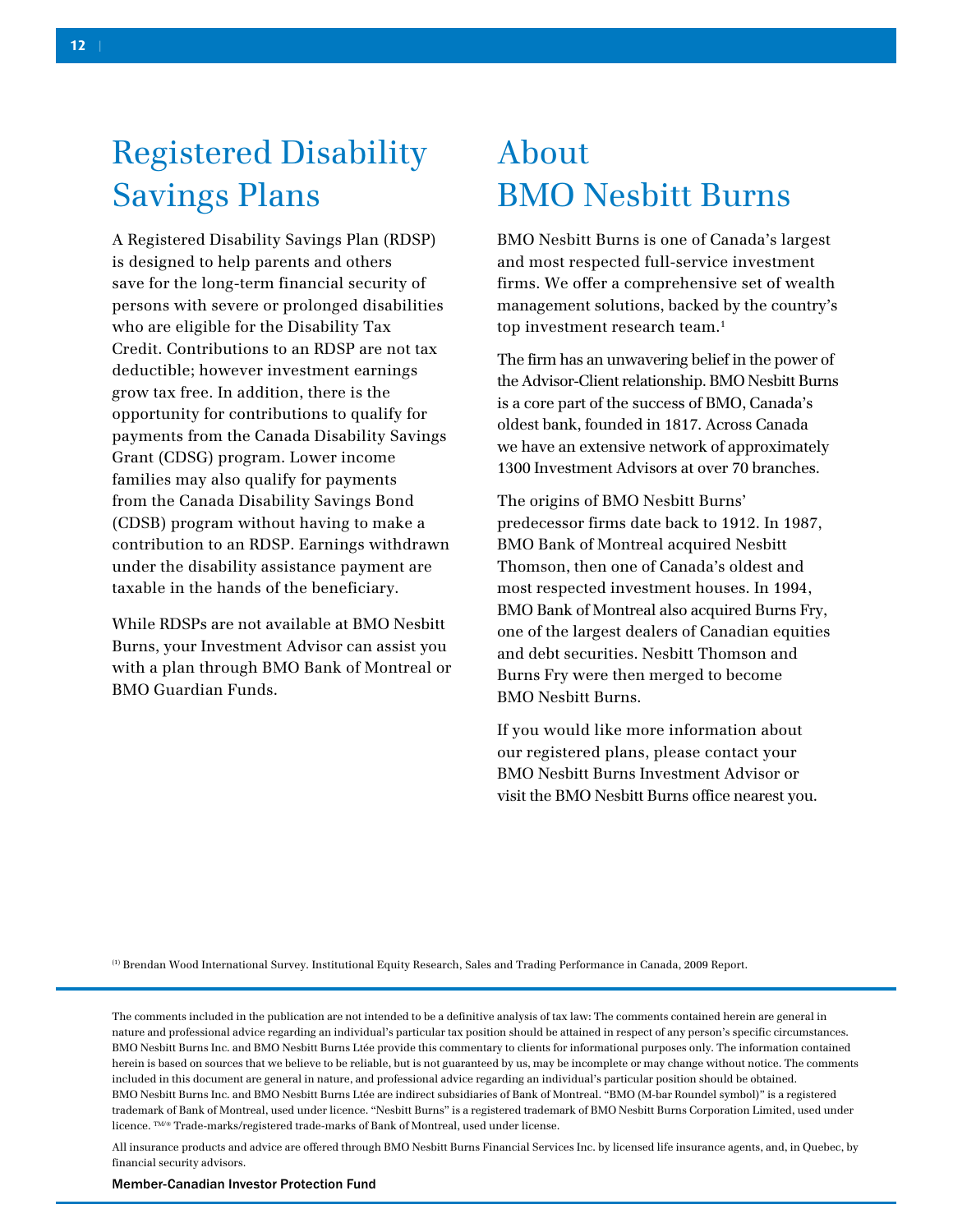# Registered Disability Savings Plans

A Registered Disability Savings Plan (RDSP) is designed to help parents and others save for the long-term financial security of persons with severe or prolonged disabilities who are eligible for the Disability Tax Credit. Contributions to an RDSP are not tax deductible; however investment earnings grow tax free. In addition, there is the opportunity for contributions to qualify for payments from the Canada Disability Savings Grant (CDSG) program. Lower income families may also qualify for payments from the Canada Disability Savings Bond (CDSB) program without having to make a contribution to an RDSP. Earnings withdrawn under the disability assistance payment are taxable in the hands of the beneficiary.

While RDSPs are not available at BMO Nesbitt Burns, your Investment Advisor can assist you with a plan through BMO Bank of Montreal or BMO Guardian Funds.

# About BMO Nesbitt Burns

BMO Nesbitt Burns is one of Canada's largest and most respected full-service investment firms. We offer a comprehensive set of wealth management solutions, backed by the country's top investment research team.[1]

The firm has an unwavering belief in the power of the Advisor-Client relationship. BMO Nesbitt Burns is a core part of the success of BMO, Canada's oldest bank, founded in 1817. Across Canada we have an extensive network of approximately 1300 Investment Advisors at over 70 branches.

The origins of BMO Nesbitt Burns' predecessor firms date back to 1912. In 1987, BMO Bank of Montreal acquired Nesbitt Thomson, then one of Canada's oldest and most respected investment houses. In 1994, BMO Bank of Montreal also acquired Burns Fry, one of the largest dealers of Canadian equities and debt securities. Nesbitt Thomson and Burns Fry were then merged to become BMO Nesbitt Burns.

If you would like more information about our registered plans, please contact your BMO Nesbitt Burns Investment Advisor or visit the BMO Nesbitt Burns office nearest you.

(1) Brendan Wood International Survey. Institutional Equity Research, Sales and Trading Performance in Canada, 2009 Report.

---

The comments included in the publication are not intended to be a definitive analysis of tax law: The comments contained herein are general in nature and professional advice regarding an individual's particular tax position should be attained in respect of any person's specific circumstances. BMO Nesbitt Burns Inc. and BMO Nesbitt Burns Ltée provide this commentary to clients for informational purposes only. The information contained herein is based on sources that we believe to be reliable, but is not guaranteed by us, may be incomplete or may change without notice. The comments included in this document are general in nature, and professional advice regarding an individual's particular position should be obtained. BMO Nesbitt Burns Inc. and BMO Nesbitt Burns Ltée are indirect subsidiaries of Bank of Montreal. "BMO (M-bar Roundel symbol)" is a registered trademark of Bank of Montreal, used under licence. "Nesbitt Burns" is a registered trademark of BMO Nesbitt Burns Corporation Limited, used under licence. ™/® Trade-marks/registered trade-marks of Bank of Montreal, used under license.

All insurance products and advice are offered through BMO Nesbitt Burns Financial Services Inc. by licensed life insurance agents, and, in Quebec, by financial security advisors.

**Member-Canadian Investor Protection Fund**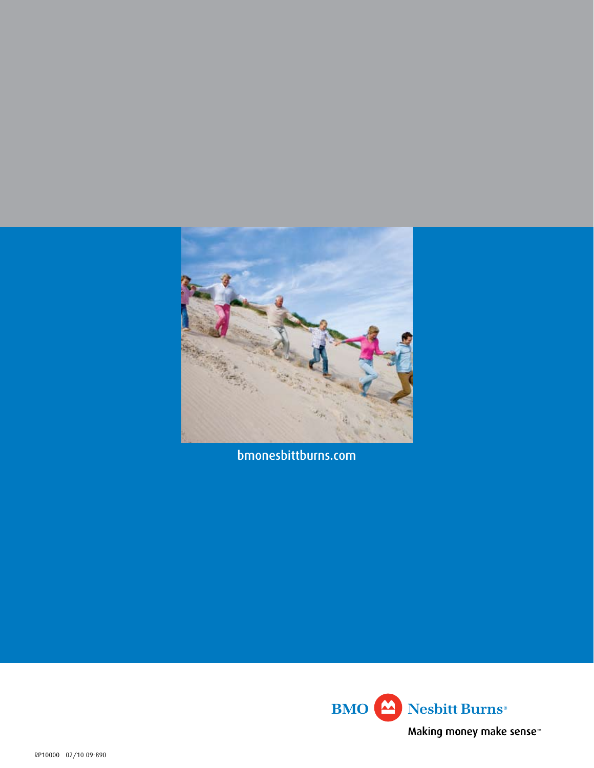bmonesbittburns.com

BMO Nesbitt Burns®

Making money make sense℠

RP10000 02/10 09-890